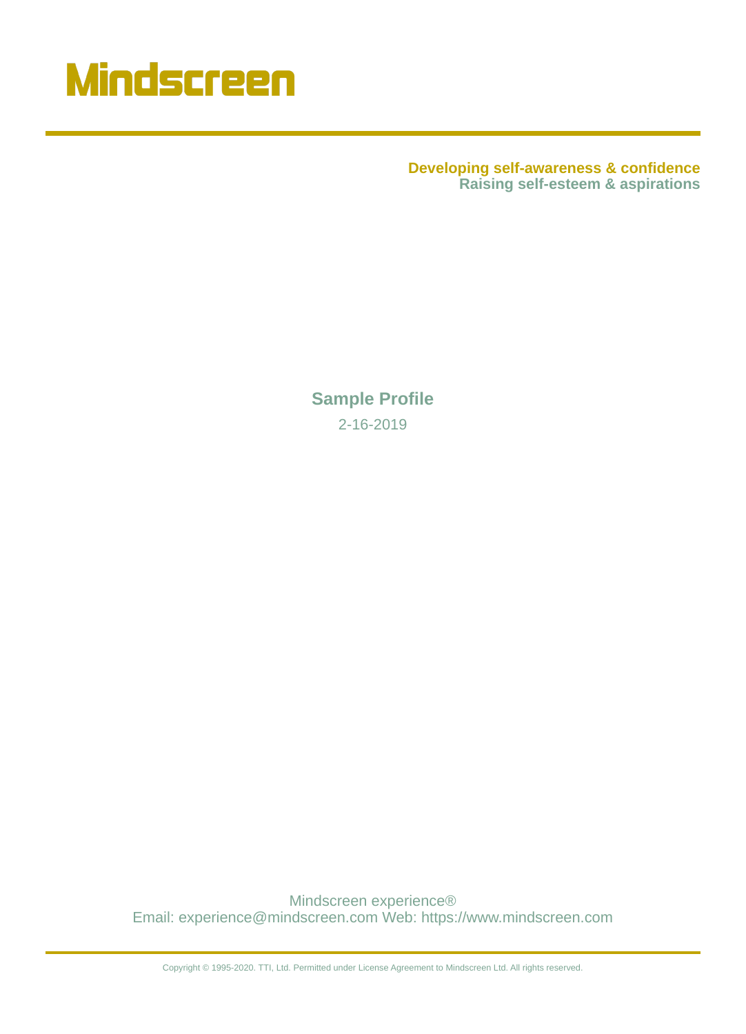# Mindscreen

**Developing self-awareness & confidence**
**Raising self-esteem & aspirations**

## Sample Profile

2-16-2019

Mindscreen experience®
Email: experience@mindscreen.com Web: https://www.mindscreen.com

Copyright © 1995-2020. TTI, Ltd. Permitted under License Agreement to Mindscreen Ltd. All rights reserved.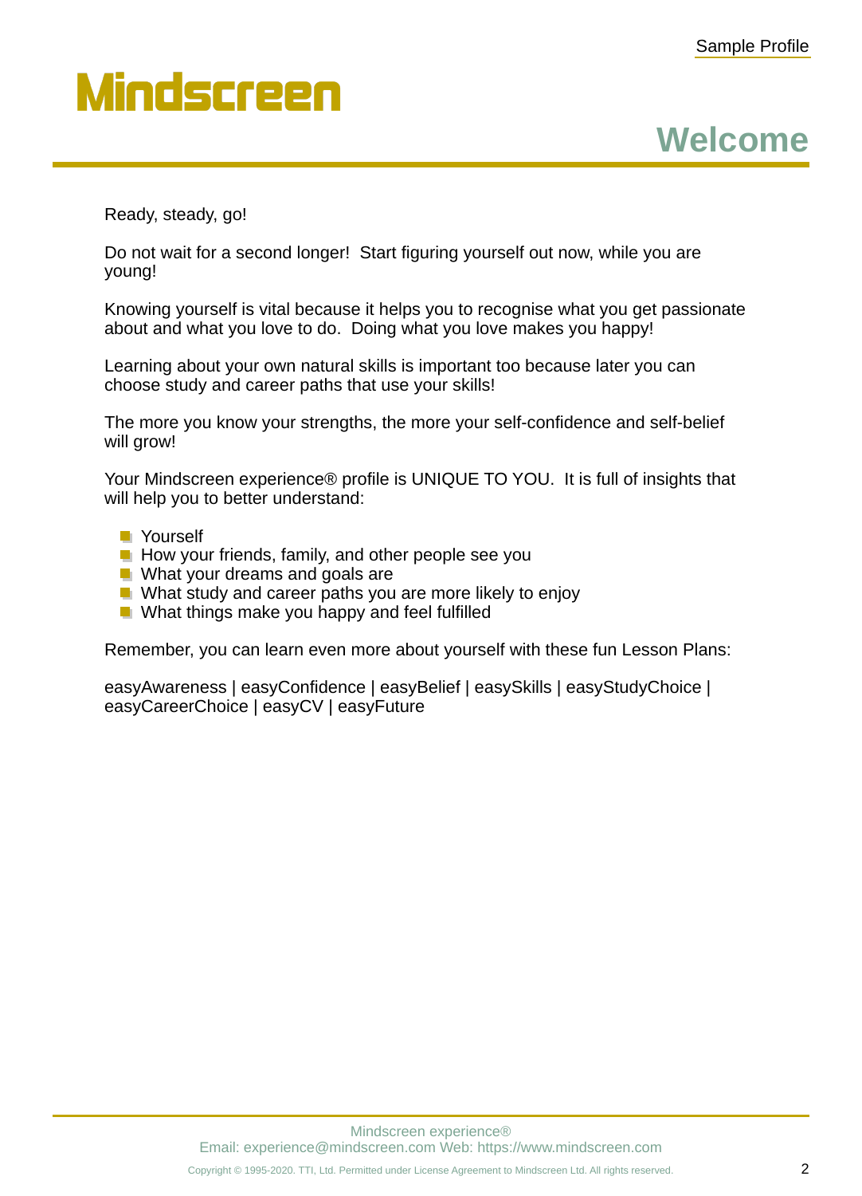# Welcome

Ready, steady, go!

Do not wait for a second longer!  Start figuring yourself out now, while you are young!

Knowing yourself is vital because it helps you to recognise what you get passionate about and what you love to do.  Doing what you love makes you happy!

Learning about your own natural skills is important too because later you can choose study and career paths that use your skills!

The more you know your strengths, the more your self-confidence and self-belief will grow!

Your Mindscreen experience® profile is UNIQUE TO YOU.  It is full of insights that will help you to better understand:

- Yourself
- How your friends, family, and other people see you
- What your dreams and goals are
- What study and career paths you are more likely to enjoy
- What things make you happy and feel fulfilled

Remember, you can learn even more about yourself with these fun Lesson Plans:

easyAwareness | easyConfidence | easyBelief | easySkills | easyStudyChoice | easyCareerChoice | easyCV | easyFuture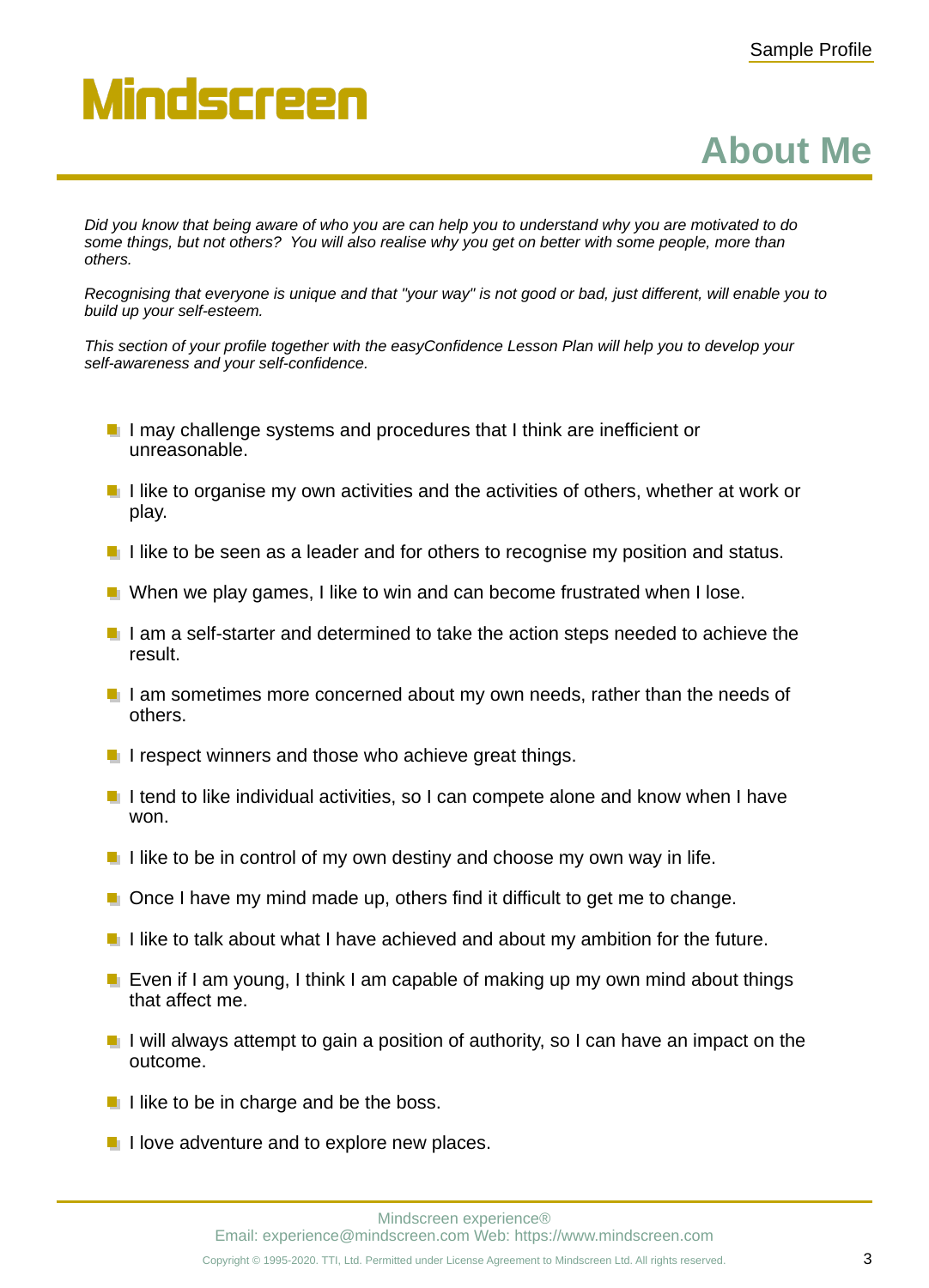# About Me

*Did you know that being aware of who you are can help you to understand why you are motivated to do some things, but not others? You will also realise why you get on better with some people, more than others.*

*Recognising that everyone is unique and that "your way" is not good or bad, just different, will enable you to build up your self-esteem.*

*This section of your profile together with the easyConfidence Lesson Plan will help you to develop your self-awareness and your self-confidence.*

- I may challenge systems and procedures that I think are inefficient or unreasonable.
- I like to organise my own activities and the activities of others, whether at work or play.
- I like to be seen as a leader and for others to recognise my position and status.
- When we play games, I like to win and can become frustrated when I lose.
- I am a self-starter and determined to take the action steps needed to achieve the result.
- I am sometimes more concerned about my own needs, rather than the needs of others.
- I respect winners and those who achieve great things.
- I tend to like individual activities, so I can compete alone and know when I have won.
- I like to be in control of my own destiny and choose my own way in life.
- Once I have my mind made up, others find it difficult to get me to change.
- I like to talk about what I have achieved and about my ambition for the future.
- Even if I am young, I think I am capable of making up my own mind about things that affect me.
- I will always attempt to gain a position of authority, so I can have an impact on the outcome.
- I like to be in charge and be the boss.
- I love adventure and to explore new places.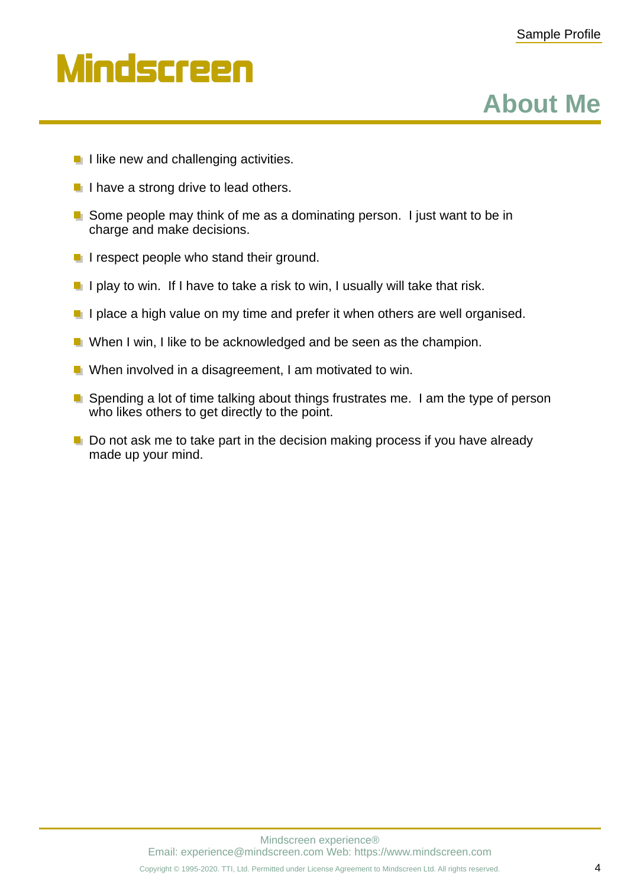# About Me

- I like new and challenging activities.
- I have a strong drive to lead others.
- Some people may think of me as a dominating person. I just want to be in charge and make decisions.
- I respect people who stand their ground.
- I play to win. If I have to take a risk to win, I usually will take that risk.
- I place a high value on my time and prefer it when others are well organised.
- When I win, I like to be acknowledged and be seen as the champion.
- When involved in a disagreement, I am motivated to win.
- Spending a lot of time talking about things frustrates me. I am the type of person who likes others to get directly to the point.
- Do not ask me to take part in the decision making process if you have already made up your mind.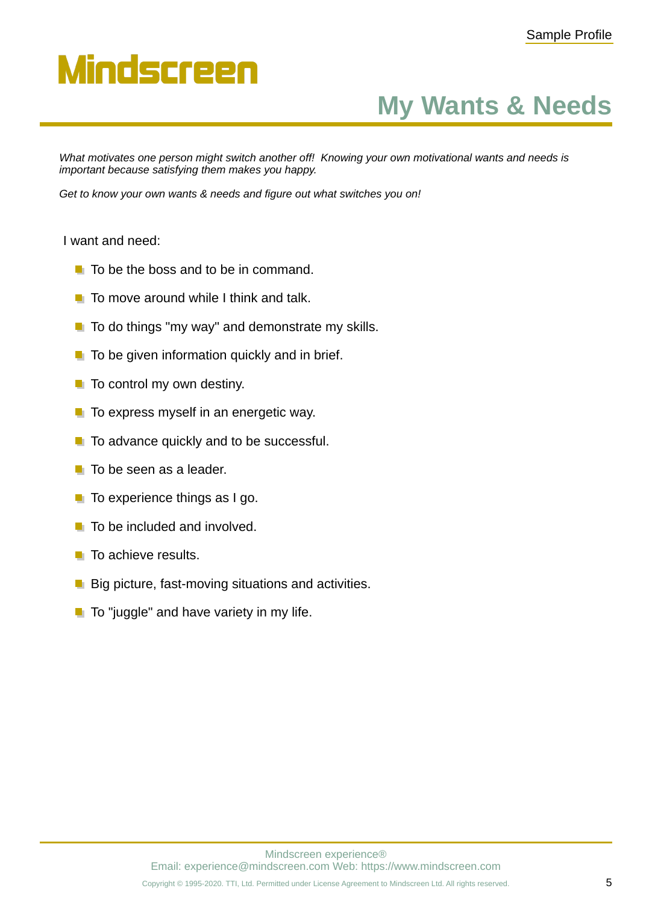# My Wants & Needs

*What motivates one person might switch another off! Knowing your own motivational wants and needs is important because satisfying them makes you happy.*

*Get to know your own wants & needs and figure out what switches you on!*

I want and need:

- To be the boss and to be in command.
- To move around while I think and talk.
- To do things "my way" and demonstrate my skills.
- To be given information quickly and in brief.
- To control my own destiny.
- To express myself in an energetic way.
- To advance quickly and to be successful.
- To be seen as a leader.
- To experience things as I go.
- To be included and involved.
- To achieve results.
- Big picture, fast-moving situations and activities.
- To "juggle" and have variety in my life.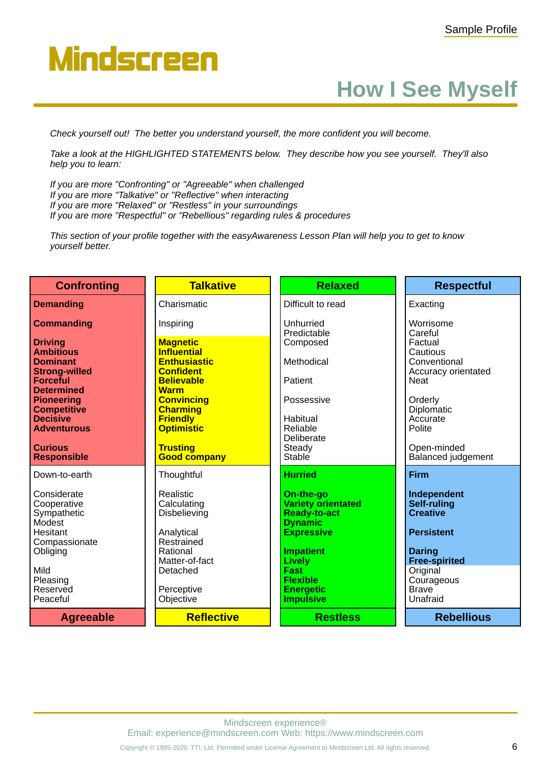# Mindscreen

## How I See Myself

*Check yourself out! The better you understand yourself, the more confident you will become.*

*Take a look at the HIGHLIGHTED STATEMENTS below. They describe how you see yourself. They'll also help you to learn:*

*If you are more "Confronting" or "Agreeable" when challenged*
*If you are more "Talkative" or "Reflective" when interacting*
*If you are more "Relaxed" or "Restless" in your surroundings*
*If you are more "Respectful" or "Rebellious" regarding rules & procedures*

*This section of your profile together with the easyAwareness Lesson Plan will help you to get to know yourself better.*

| Confronting | Talkative | Relaxed | Respectful |
|---|---|---|---|
| **Demanding** | Charismatic | Difficult to read | Exacting |
| **Commanding** | Inspiring | Unhurried Predictable Composed | Worrisome Careful Factual Cautious Conventional Accuracy orientated Neat |
| **Driving Ambitious Dominant Strong-willed Forceful Determined Pioneering Competitive Decisive Adventurous** | **Magnetic Influential Enthusiastic Confident Believable Warm Convincing Charming Friendly Optimistic** | Methodical Patient Possessive | Orderly Diplomatic Accurate Polite |
| **Curious Responsible** | **Trusting Good company** | Habitual Reliable Deliberate Steady Stable | Open-minded Balanced judgement |
| Down-to-earth | Thoughtful | **Hurried** | **Firm** |
| Considerate Cooperative Sympathetic Modest Hesitant Compassionate Obliging | Realistic Calculating Disbelieving | **On-the-go Variety orientated Ready-to-act Dynamic Expressive** | **Independent Self-ruling Creative** |
| | Analytical Restrained Rational Matter-of-fact Detached | | **Persistent** |
| Mild Pleasing Reserved Peaceful | Perceptive Objective | **Impatient Lively Fast Flexible Energetic Impulsive** | **Daring Free-spirited** Original Courageous Brave Unafraid |
| Agreeable | Reflective | Restless | Rebellious |

Mindscreen experience®
Email: experience@mindscreen.com Web: https://www.mindscreen.com

Copyright © 1995-2020. TTI, Ltd. Permitted under License Agreement to Mindscreen Ltd. All rights reserved.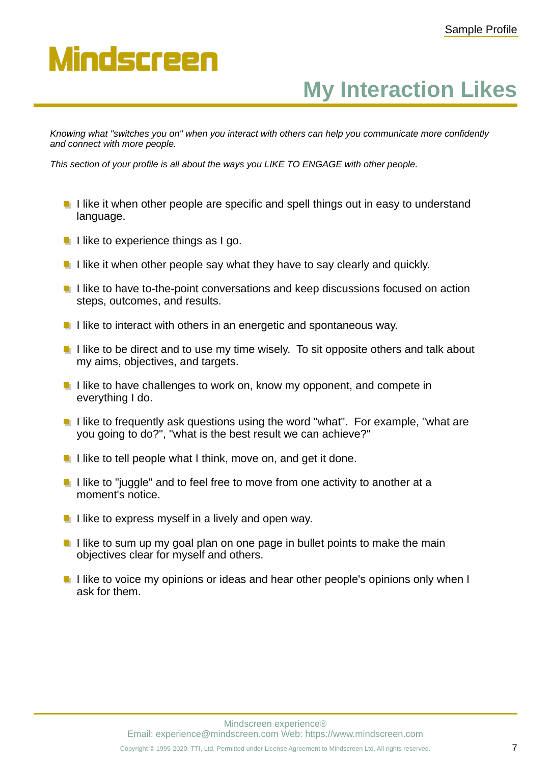# My Interaction Likes

*Knowing what "switches you on" when you interact with others can help you communicate more confidently and connect with more people.*

*This section of your profile is all about the ways you LIKE TO ENGAGE with other people.*

- I like it when other people are specific and spell things out in easy to understand language.
- I like to experience things as I go.
- I like it when other people say what they have to say clearly and quickly.
- I like to have to-the-point conversations and keep discussions focused on action steps, outcomes, and results.
- I like to interact with others in an energetic and spontaneous way.
- I like to be direct and to use my time wisely. To sit opposite others and talk about my aims, objectives, and targets.
- I like to have challenges to work on, know my opponent, and compete in everything I do.
- I like to frequently ask questions using the word "what". For example, "what are you going to do?", "what is the best result we can achieve?"
- I like to tell people what I think, move on, and get it done.
- I like to "juggle" and to feel free to move from one activity to another at a moment's notice.
- I like to express myself in a lively and open way.
- I like to sum up my goal plan on one page in bullet points to make the main objectives clear for myself and others.
- I like to voice my opinions or ideas and hear other people's opinions only when I ask for them.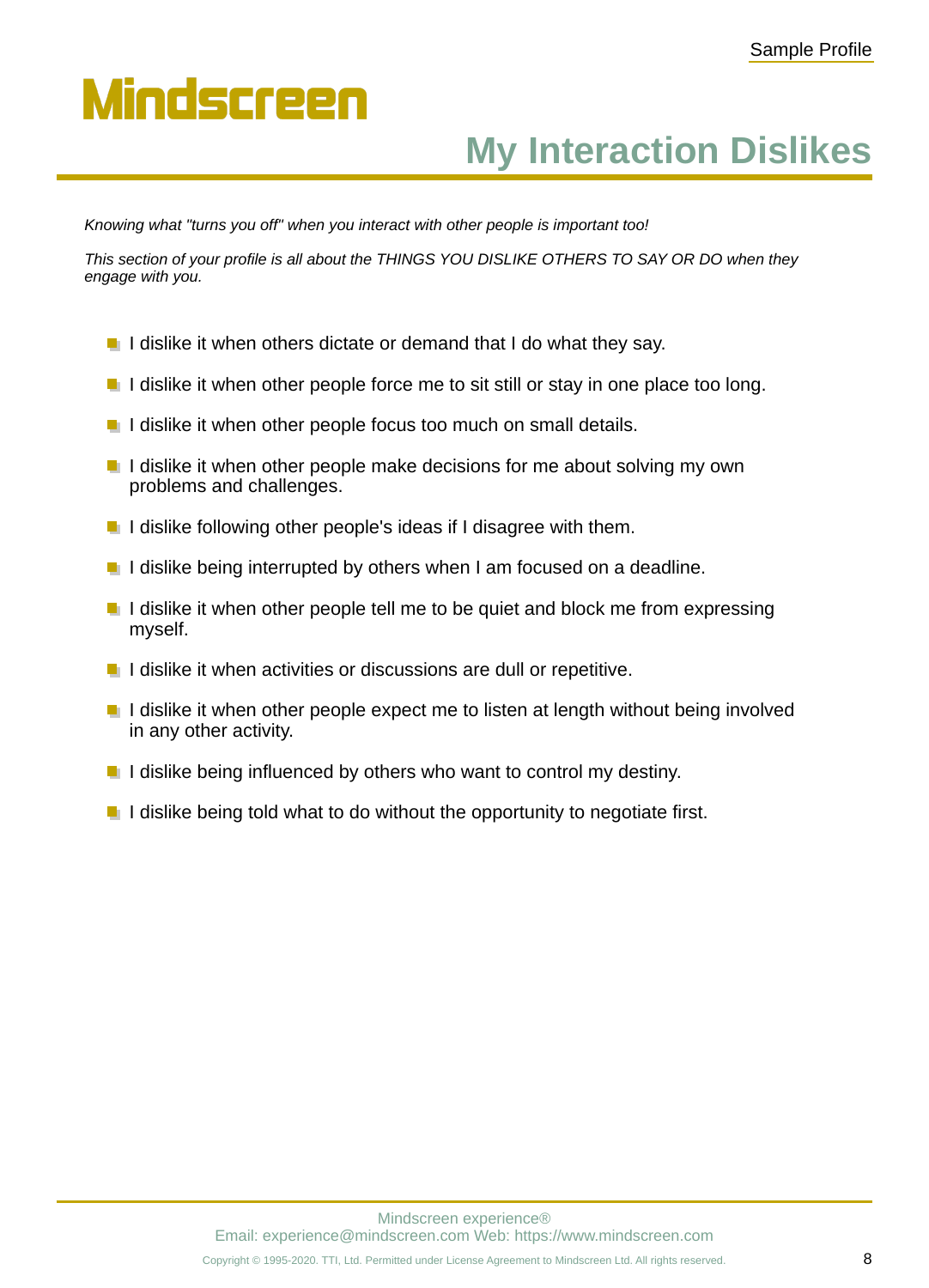# My Interaction Dislikes

*Knowing what "turns you off" when you interact with other people is important too!*

*This section of your profile is all about the THINGS YOU DISLIKE OTHERS TO SAY OR DO when they engage with you.*

- I dislike it when others dictate or demand that I do what they say.
- I dislike it when other people force me to sit still or stay in one place too long.
- I dislike it when other people focus too much on small details.
- I dislike it when other people make decisions for me about solving my own problems and challenges.
- I dislike following other people's ideas if I disagree with them.
- I dislike being interrupted by others when I am focused on a deadline.
- I dislike it when other people tell me to be quiet and block me from expressing myself.
- I dislike it when activities or discussions are dull or repetitive.
- I dislike it when other people expect me to listen at length without being involved in any other activity.
- I dislike being influenced by others who want to control my destiny.
- I dislike being told what to do without the opportunity to negotiate first.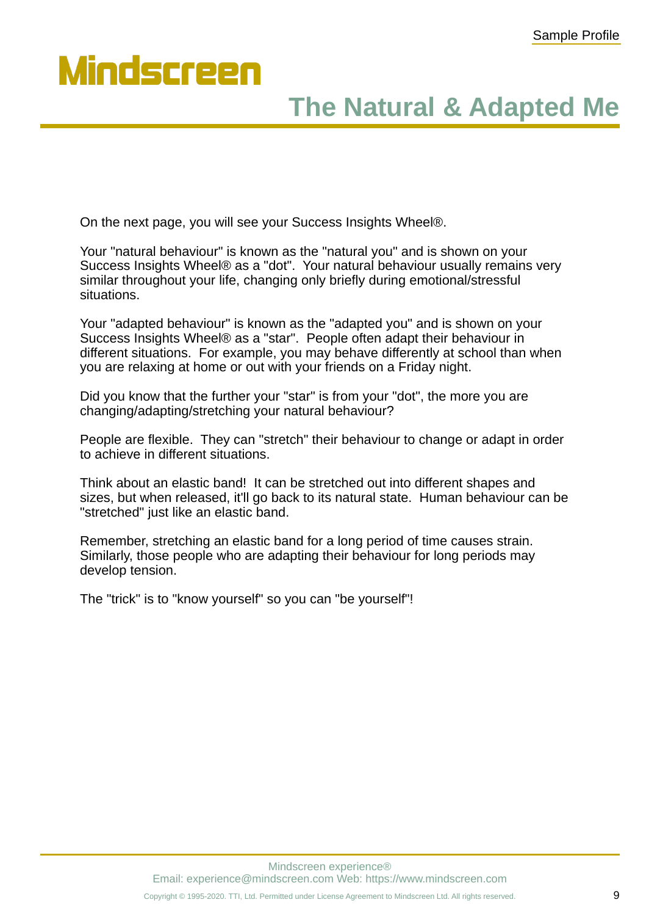# The Natural & Adapted Me

On the next page, you will see your Success Insights Wheel®.

Your "natural behaviour" is known as the "natural you" and is shown on your Success Insights Wheel® as a "dot". Your natural behaviour usually remains very similar throughout your life, changing only briefly during emotional/stressful situations.

Your "adapted behaviour" is known as the "adapted you" and is shown on your Success Insights Wheel® as a "star". People often adapt their behaviour in different situations. For example, you may behave differently at school than when you are relaxing at home or out with your friends on a Friday night.

Did you know that the further your "star" is from your "dot", the more you are changing/adapting/stretching your natural behaviour?

People are flexible. They can "stretch" their behaviour to change or adapt in order to achieve in different situations.

Think about an elastic band! It can be stretched out into different shapes and sizes, but when released, it'll go back to its natural state. Human behaviour can be "stretched" just like an elastic band.

Remember, stretching an elastic band for a long period of time causes strain. Similarly, those people who are adapting their behaviour for long periods may develop tension.

The "trick" is to "know yourself" so you can "be yourself"!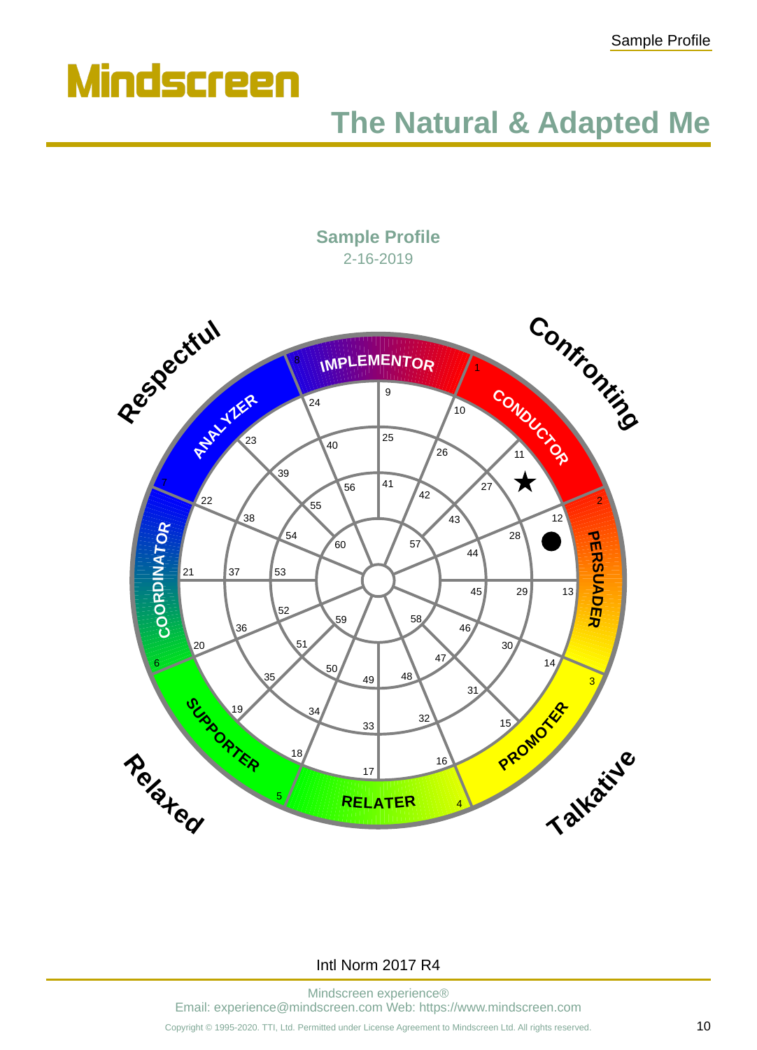# The Natural & Adapted Me

**Sample Profile**

2-16-2019

Respectful

Confronting

Relaxed

Talkative

IMPLEMENTOR

CONDUCTOR

PERSUADER

PROMOTER

RELATER

SUPPORTER

COORDINATOR

ANALYZER

Intl Norm 2017 R4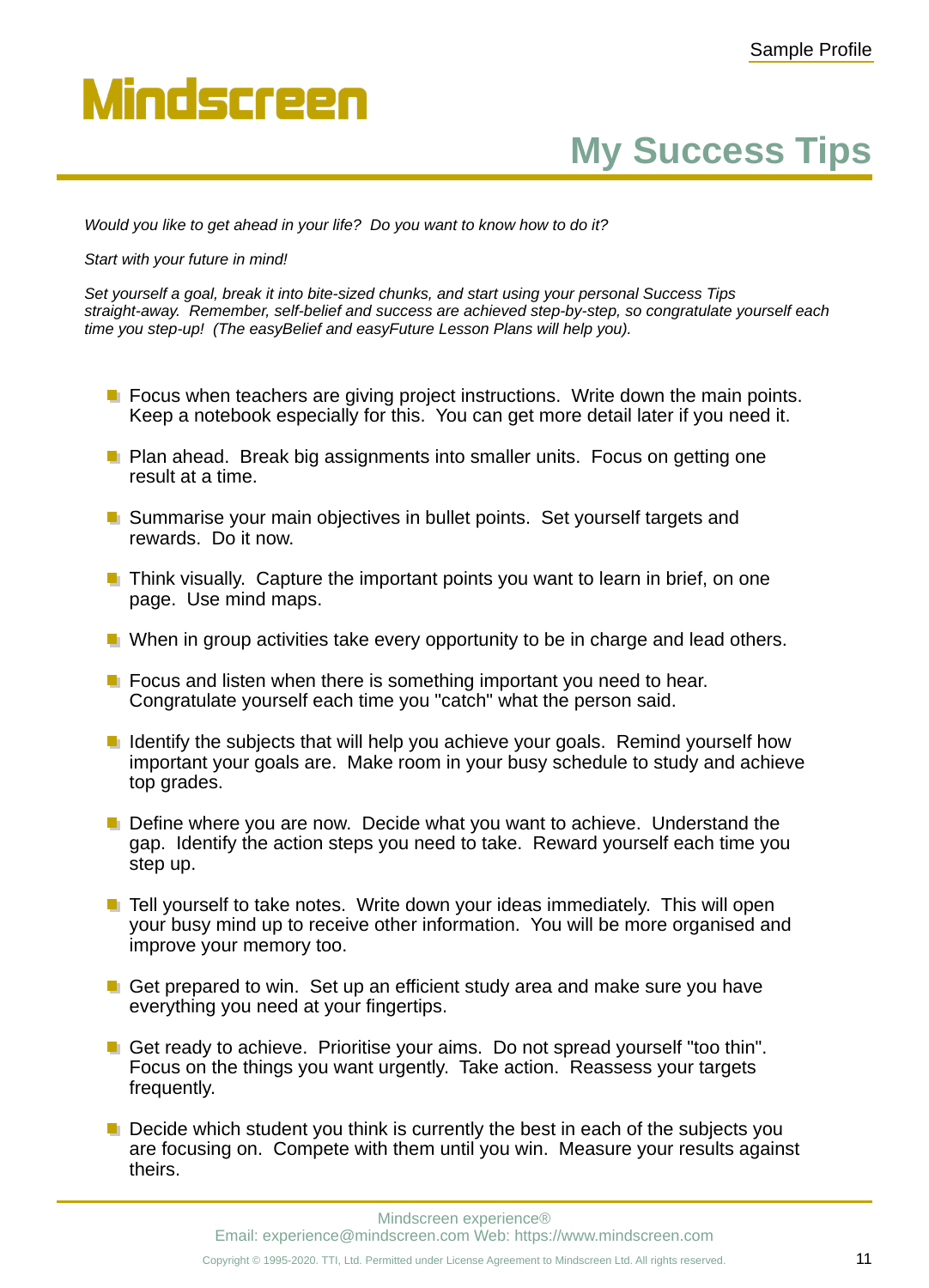# My Success Tips

*Would you like to get ahead in your life? Do you want to know how to do it?*

*Start with your future in mind!*

*Set yourself a goal, break it into bite-sized chunks, and start using your personal Success Tips straight-away. Remember, self-belief and success are achieved step-by-step, so congratulate yourself each time you step-up! (The easyBelief and easyFuture Lesson Plans will help you).*

- Focus when teachers are giving project instructions. Write down the main points. Keep a notebook especially for this. You can get more detail later if you need it.
- Plan ahead. Break big assignments into smaller units. Focus on getting one result at a time.
- Summarise your main objectives in bullet points. Set yourself targets and rewards. Do it now.
- Think visually. Capture the important points you want to learn in brief, on one page. Use mind maps.
- When in group activities take every opportunity to be in charge and lead others.
- Focus and listen when there is something important you need to hear. Congratulate yourself each time you "catch" what the person said.
- Identify the subjects that will help you achieve your goals. Remind yourself how important your goals are. Make room in your busy schedule to study and achieve top grades.
- Define where you are now. Decide what you want to achieve. Understand the gap. Identify the action steps you need to take. Reward yourself each time you step up.
- Tell yourself to take notes. Write down your ideas immediately. This will open your busy mind up to receive other information. You will be more organised and improve your memory too.
- Get prepared to win. Set up an efficient study area and make sure you have everything you need at your fingertips.
- Get ready to achieve. Prioritise your aims. Do not spread yourself "too thin". Focus on the things you want urgently. Take action. Reassess your targets frequently.
- Decide which student you think is currently the best in each of the subjects you are focusing on. Compete with them until you win. Measure your results against theirs.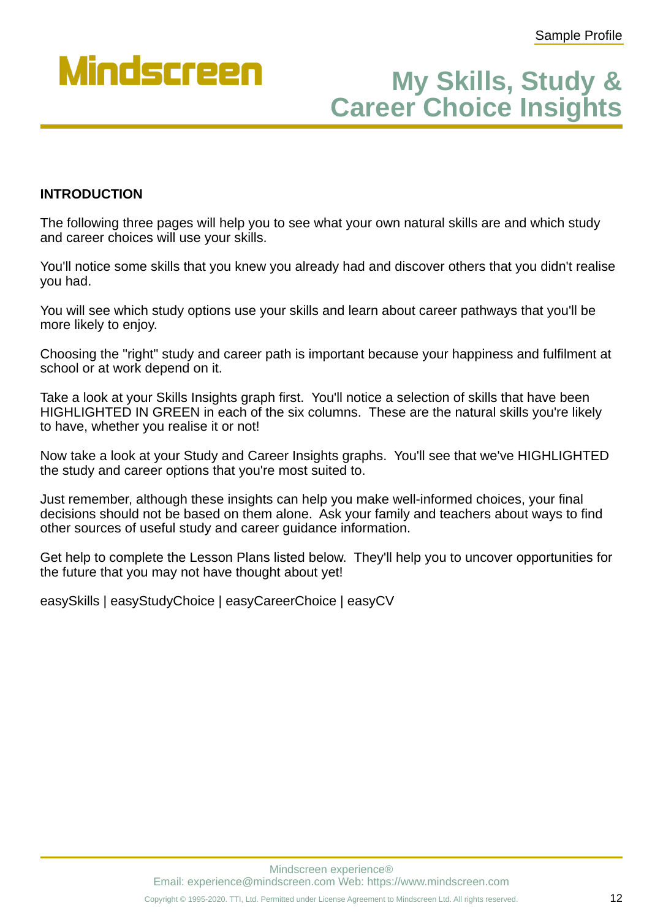# My Skills, Study & Career Choice Insights

**INTRODUCTION**

The following three pages will help you to see what your own natural skills are and which study and career choices will use your skills.

You'll notice some skills that you knew you already had and discover others that you didn't realise you had.

You will see which study options use your skills and learn about career pathways that you'll be more likely to enjoy.

Choosing the "right" study and career path is important because your happiness and fulfilment at school or at work depend on it.

Take a look at your Skills Insights graph first. You'll notice a selection of skills that have been HIGHLIGHTED IN GREEN in each of the six columns. These are the natural skills you're likely to have, whether you realise it or not!

Now take a look at your Study and Career Insights graphs. You'll see that we've HIGHLIGHTED the study and career options that you're most suited to.

Just remember, although these insights can help you make well-informed choices, your final decisions should not be based on them alone. Ask your family and teachers about ways to find other sources of useful study and career guidance information.

Get help to complete the Lesson Plans listed below. They'll help you to uncover opportunities for the future that you may not have thought about yet!

easySkills | easyStudyChoice | easyCareerChoice | easyCV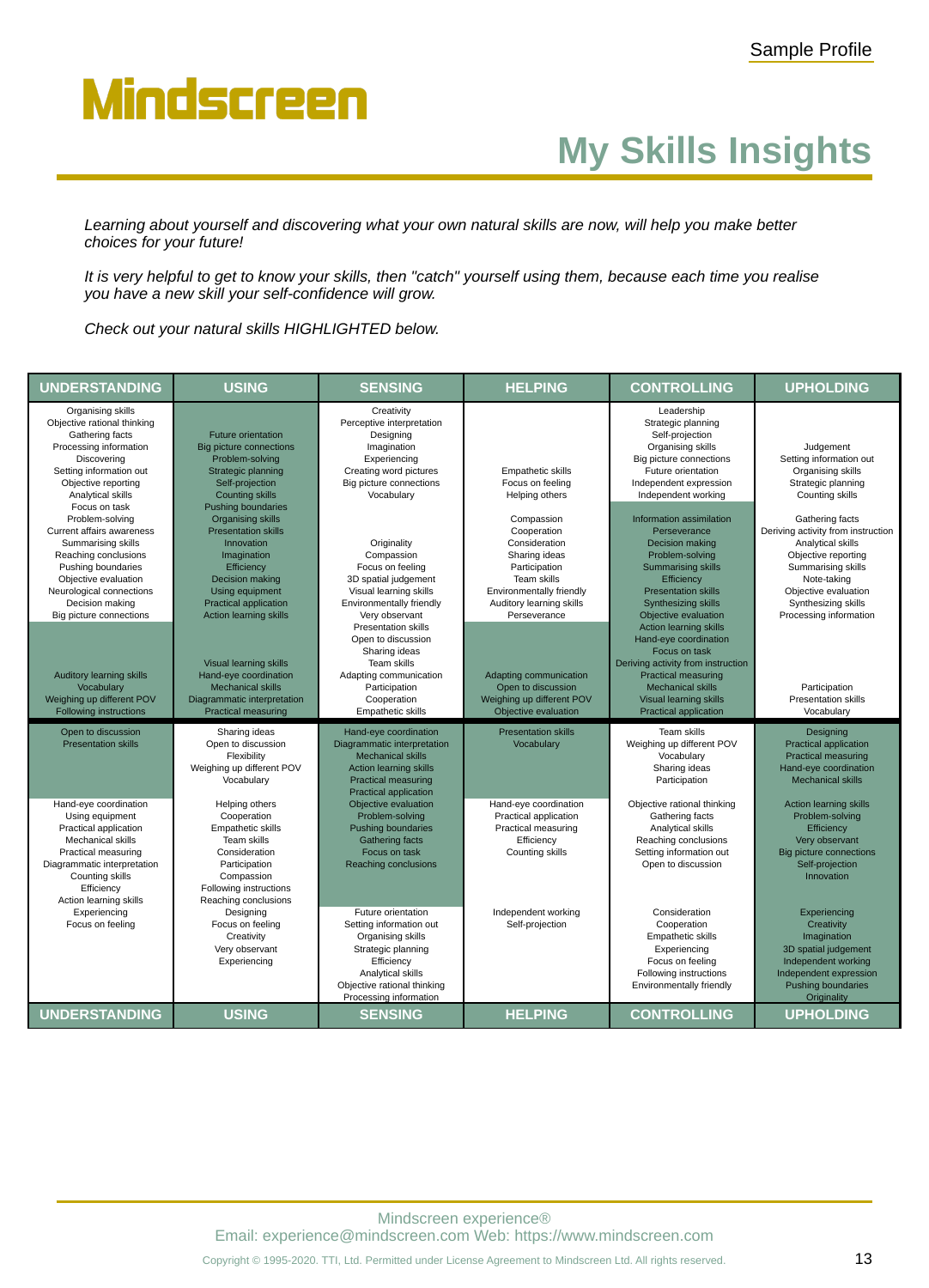Sample Profile

# Mindscreen

## My Skills Insights

*Learning about yourself and discovering what your own natural skills are now, will help you make better choices for your future!*

*It is very helpful to get to know your skills, then "catch" yourself using them, because each time you realise you have a new skill your self-confidence will grow.*

*Check out your natural skills HIGHLIGHTED below.*

| UNDERSTANDING | USING | SENSING | HELPING | CONTROLLING | UPHOLDING |
|---|---|---|---|---|---|
| Organising skills<br>Objective rational thinking<br>Gathering facts<br>Processing information<br>Discovering<br>Setting information out<br>Objective reporting<br>Analytical skills | Future orientation<br>Big picture connections<br>Problem-solving<br>Strategic planning<br>Self-projection<br>Counting skills | Creativity<br>Perceptive interpretation<br>Designing<br>Imagination<br>Experiencing<br>Creating word pictures<br>Big picture connections<br>Vocabulary | Empathetic skills<br>Focus on feeling<br>Helping others | Leadership<br>Strategic planning<br>Self-projection<br>Organising skills<br>Big picture connections<br>Future orientation<br>Independent expression<br>Independent working | Judgement<br>Setting information out<br>Organising skills<br>Strategic planning<br>Counting skills |
| Focus on task<br>Problem-solving<br>Current affairs awareness<br>Summarising skills<br>Reaching conclusions<br>Pushing boundaries<br>Objective evaluation<br>Neurological connections<br>Decision making<br>Big picture connections | Pushing boundaries<br>Organising skills<br>Presentation skills<br>Innovation<br>Imagination<br>Efficiency<br>Decision making<br>Using equipment<br>Practical application<br>Action learning skills | Originality<br>Compassion<br>Focus on feeling<br>3D spatial judgement<br>Visual learning skills<br>Environmentally friendly<br>Very observant<br>Presentation skills<br>Open to discussion<br>Sharing ideas | Compassion<br>Cooperation<br>Consideration<br>Sharing ideas<br>Participation<br>Team skills<br>Environmentally friendly<br>Auditory learning skills<br>Perseverance | Information assimilation<br>Perseverance<br>Decision making<br>Problem-solving<br>Summarising skills<br>Efficiency<br>Presentation skills<br>Synthesizing skills<br>Objective evaluation<br>Action learning skills<br>Hand-eye coordination<br>Focus on task | Gathering facts<br>Deriving activity from instruction<br>Analytical skills<br>Objective reporting<br>Summarising skills<br>Note-taking<br>Objective evaluation<br>Synthesizing skills<br>Processing information |
| Auditory learning skills<br>Vocabulary<br>Weighing up different POV<br>Following instructions | Visual learning skills<br>Hand-eye coordination<br>Mechanical skills<br>Diagrammatic interpretation<br>Practical measuring | Team skills<br>Adapting communication<br>Participation<br>Cooperation<br>Empathetic skills | Adapting communication<br>Open to discussion<br>Weighing up different POV<br>Objective evaluation | Deriving activity from instruction<br>Practical measuring<br>Mechanical skills<br>Visual learning skills<br>Practical application | Participation<br>Presentation skills<br>Vocabulary |
| Open to discussion<br>Presentation skills | Sharing ideas<br>Open to discussion<br>Flexibility<br>Weighing up different POV<br>Vocabulary | Hand-eye coordination<br>Diagrammatic interpretation<br>Mechanical skills<br>Action learning skills<br>Practical measuring<br>Practical application | Presentation skills<br>Vocabulary | Team skills<br>Weighing up different POV<br>Vocabulary<br>Sharing ideas<br>Participation | Designing<br>Practical application<br>Practical measuring<br>Hand-eye coordination<br>Mechanical skills |
| Hand-eye coordination<br>Using equipment<br>Practical application<br>Mechanical skills<br>Practical measuring<br>Diagrammatic interpretation<br>Counting skills<br>Efficiency<br>Action learning skills | Helping others<br>Cooperation<br>Empathetic skills<br>Team skills<br>Consideration<br>Participation<br>Compassion<br>Following instructions<br>Reaching conclusions | Objective evaluation<br>Problem-solving<br>Pushing boundaries<br>Gathering facts<br>Focus on task<br>Reaching conclusions | Hand-eye coordination<br>Practical application<br>Practical measuring<br>Efficiency<br>Counting skills | Objective rational thinking<br>Gathering facts<br>Analytical skills<br>Reaching conclusions<br>Setting information out<br>Open to discussion | Action learning skills<br>Problem-solving<br>Efficiency<br>Very observant<br>Big picture connections<br>Self-projection<br>Innovation |
| Experiencing<br>Focus on feeling | Designing<br>Focus on feeling<br>Creativity<br>Very observant<br>Experiencing | Future orientation<br>Setting information out<br>Organising skills<br>Strategic planning<br>Efficiency<br>Analytical skills<br>Objective rational thinking<br>Processing information | Independent working<br>Self-projection | Consideration<br>Cooperation<br>Empathetic skills<br>Experiencing<br>Focus on feeling<br>Following instructions<br>Environmentally friendly | Experiencing<br>Creativity<br>Imagination<br>3D spatial judgement<br>Independent working<br>Independent expression<br>Pushing boundaries<br>Originality |
| **UNDERSTANDING** | **USING** | **SENSING** | **HELPING** | **CONTROLLING** | **UPHOLDING** |

Mindscreen experience®
Email: experience@mindscreen.com Web: https://www.mindscreen.com

Copyright © 1995-2020. TTI, Ltd. Permitted under License Agreement to Mindscreen Ltd. All rights reserved.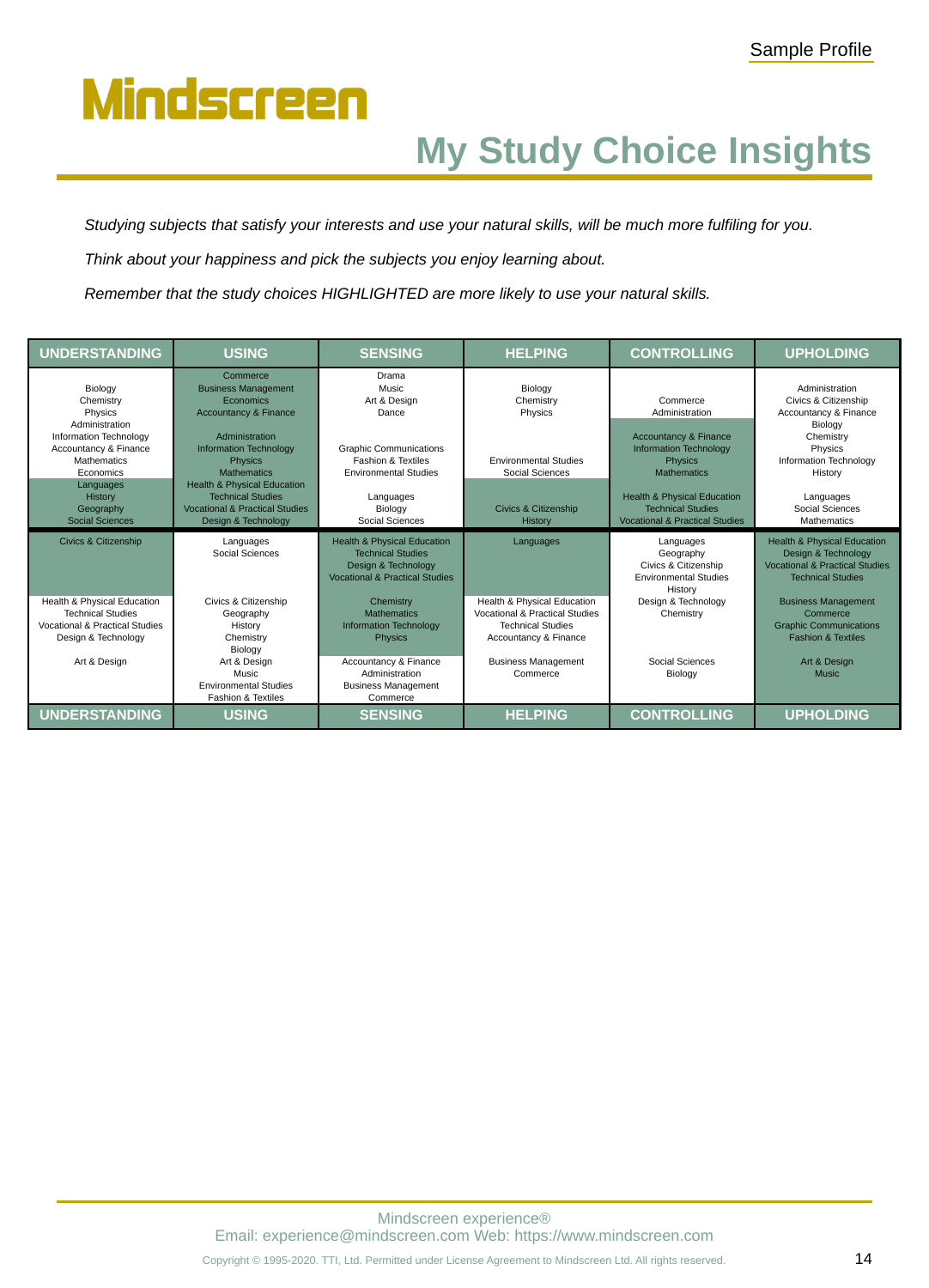Sample Profile

# Mindscreen

## My Study Choice Insights

*Studying subjects that satisfy your interests and use your natural skills, will be much more fulfiling for you.*

*Think about your happiness and pick the subjects you enjoy learning about.*

*Remember that the study choices HIGHLIGHTED are more likely to use your natural skills.*

| UNDERSTANDING | USING | SENSING | HELPING | CONTROLLING | UPHOLDING |
|---|---|---|---|---|---|
| Biology<br>Chemistry<br>Physics<br>Administration<br>Information Technology<br>Accountancy & Finance<br>Mathematics<br>Economics<br>Languages<br>History<br>Geography<br>Social Sciences | Commerce<br>Business Management<br>Economics<br>Accountancy & Finance<br>Administration<br>Information Technology<br>Physics<br>Mathematics<br>Health & Physical Education<br>Technical Studies<br>Vocational & Practical Studies<br>Design & Technology | Drama<br>Music<br>Art & Design<br>Dance<br>Graphic Communications<br>Fashion & Textiles<br>Environmental Studies<br>Languages<br>Biology<br>Social Sciences | Biology<br>Chemistry<br>Physics<br>Environmental Studies<br>Social Sciences<br>Civics & Citizenship<br>History | Commerce<br>Administration<br>Accountancy & Finance<br>Information Technology<br>Physics<br>Mathematics<br>Health & Physical Education<br>Technical Studies<br>Vocational & Practical Studies | Administration<br>Civics & Citizenship<br>Accountancy & Finance<br>Biology<br>Chemistry<br>Physics<br>Information Technology<br>History<br>Languages<br>Social Sciences<br>Mathematics |
| Civics & Citizenship<br>Health & Physical Education<br>Technical Studies<br>Vocational & Practical Studies<br>Design & Technology<br>Art & Design | Languages<br>Social Sciences<br>Civics & Citizenship<br>Geography<br>History<br>Chemistry<br>Biology<br>Art & Design<br>Music<br>Environmental Studies<br>Fashion & Textiles | Health & Physical Education<br>Technical Studies<br>Design & Technology<br>Vocational & Practical Studies<br>Chemistry<br>Mathematics<br>Information Technology<br>Physics<br>Accountancy & Finance<br>Administration<br>Business Management<br>Commerce | Languages<br>Health & Physical Education<br>Vocational & Practical Studies<br>Technical Studies<br>Accountancy & Finance<br>Business Management<br>Commerce | Languages<br>Geography<br>Civics & Citizenship<br>Environmental Studies<br>History<br>Design & Technology<br>Chemistry<br>Social Sciences<br>Biology | Health & Physical Education<br>Design & Technology<br>Vocational & Practical Studies<br>Technical Studies<br>Business Management<br>Commerce<br>Graphic Communications<br>Fashion & Textiles<br>Art & Design<br>Music |
| UNDERSTANDING | USING | SENSING | HELPING | CONTROLLING | UPHOLDING |

Mindscreen experience®
Email: experience@mindscreen.com Web: https://www.mindscreen.com

Copyright © 1995-2020. TTI, Ltd. Permitted under License Agreement to Mindscreen Ltd. All rights reserved.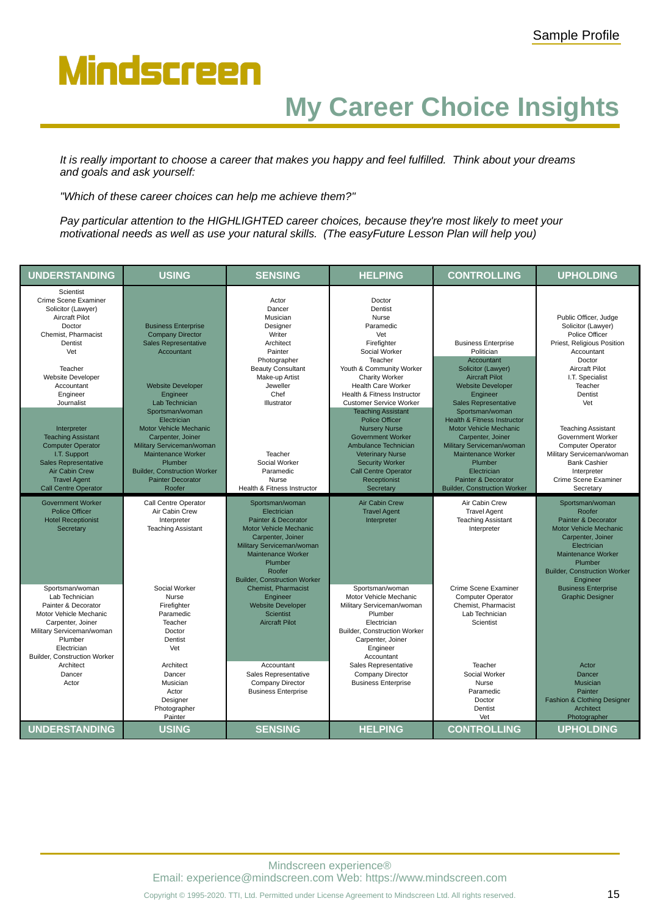# Mindscreen

# My Career Choice Insights

*It is really important to choose a career that makes you happy and feel fulfilled. Think about your dreams and goals and ask yourself:*

*"Which of these career choices can help me achieve them?"*

*Pay particular attention to the HIGHLIGHTED career choices, because they're most likely to meet your motivational needs as well as use your natural skills. (The easyFuture Lesson Plan will help you)*

| UNDERSTANDING | USING | SENSING | HELPING | CONTROLLING | UPHOLDING |
|---|---|---|---|---|---|
| Scientist, Crime Scene Examiner, Solicitor (Lawyer), Aircraft Pilot, Doctor, Chemist, Pharmacist, Dentist, Vet | Business Enterprise, Company Director, Sales Representative, Accountant | Actor, Dancer, Musician, Designer, Writer, Architect, Painter, Photographer, Beauty Consultant, Make-up Artist, Jeweller, Chef, Illustrator | Doctor, Dentist, Nurse, Paramedic, Vet, Firefighter, Social Worker, Teacher, Youth & Community Worker, Charity Worker, Health Care Worker, Health & Fitness Instructor, Customer Service Worker | Business Enterprise, Politician | Public Officer, Judge, Solicitor (Lawyer), Police Officer, Priest, Religious Position, Accountant, Doctor, Aircraft Pilot, I.T. Specialist, Teacher, Dentist, Vet |
| Teacher, Website Developer, Accountant, Engineer, Journalist | Website Developer, Engineer, Lab Technician, Sportsman/woman, Electrician, Motor Vehicle Mechanic, Carpenter, Joiner, Military Serviceman/woman, Maintenance Worker, Plumber, Builder, Construction Worker, Painter Decorator, Roofer | Teacher, Social Worker, Paramedic, Nurse, Health & Fitness Instructor | Teaching Assistant, Police Officer, Nursery Nurse, Government Worker, Ambulance Technician, Veterinary Nurse, Security Worker, Call Centre Operator, Receptionist, Secretary | Accountant, Solicitor (Lawyer), Aircraft Pilot, Website Developer, Engineer, Sales Representative, Sportsman/woman, Health & Fitness Instructor, Motor Vehicle Mechanic, Carpenter, Joiner, Military Serviceman/woman, Maintenance Worker, Plumber, Electrician, Painter & Decorator, Builder, Construction Worker | Teaching Assistant, Government Worker, Computer Operator, Military Serviceman/woman, Bank Cashier, Interpreter, Crime Scene Examiner, Secretary |
| Interpreter, Teaching Assistant, Computer Operator, I.T. Support, Sales Representative, Air Cabin Crew, Travel Agent, Call Centre Operator | | | | | |
| Government Worker, Police Officer, Hotel Receptionist, Secretary | Call Centre Operator, Air Cabin Crew, Interpreter, Teaching Assistant | Sportsman/woman, Electrician, Painter & Decorator, Motor Vehicle Mechanic, Carpenter, Joiner, Military Serviceman/woman, Maintenance Worker, Plumber, Roofer, Builder, Construction Worker | Air Cabin Crew, Travel Agent, Interpreter | Air Cabin Crew, Travel Agent, Teaching Assistant, Interpreter | Sportsman/woman, Roofer, Painter & Decorator, Motor Vehicle Mechanic, Carpenter, Joiner, Electrician, Maintenance Worker, Plumber, Builder, Construction Worker, Engineer |
| Sportsman/woman, Lab Technician, Painter & Decorator, Motor Vehicle Mechanic, Carpenter, Joiner, Military Serviceman/woman, Plumber, Electrician, Builder, Construction Worker | Social Worker, Nurse, Firefighter, Paramedic, Teacher, Doctor, Dentist, Vet | Chemist, Pharmacist, Engineer, Website Developer, Scientist, Aircraft Pilot | Sportsman/woman, Motor Vehicle Mechanic, Military Serviceman/woman, Plumber, Electrician, Builder, Construction Worker, Carpenter, Joiner, Engineer | Crime Scene Examiner, Computer Operator, Chemist, Pharmacist, Lab Technician, Scientist | Business Enterprise, Graphic Designer |
| Architect, Dancer, Actor | Architect, Dancer, Musician, Actor, Designer, Photographer, Painter | Accountant, Sales Representative, Company Director, Business Enterprise | Accountant, Sales Representative, Company Director, Business Enterprise | Teacher, Social Worker, Nurse, Paramedic, Doctor, Dentist, Vet | Actor, Dancer, Musician, Painter, Fashion & Clothing Designer, Architect, Photographer |
| UNDERSTANDING | USING | SENSING | HELPING | CONTROLLING | UPHOLDING |

Mindscreen experience®
Email: experience@mindscreen.com Web: https://www.mindscreen.com

Copyright © 1995-2020. TTI, Ltd. Permitted under License Agreement to Mindscreen Ltd. All rights reserved.